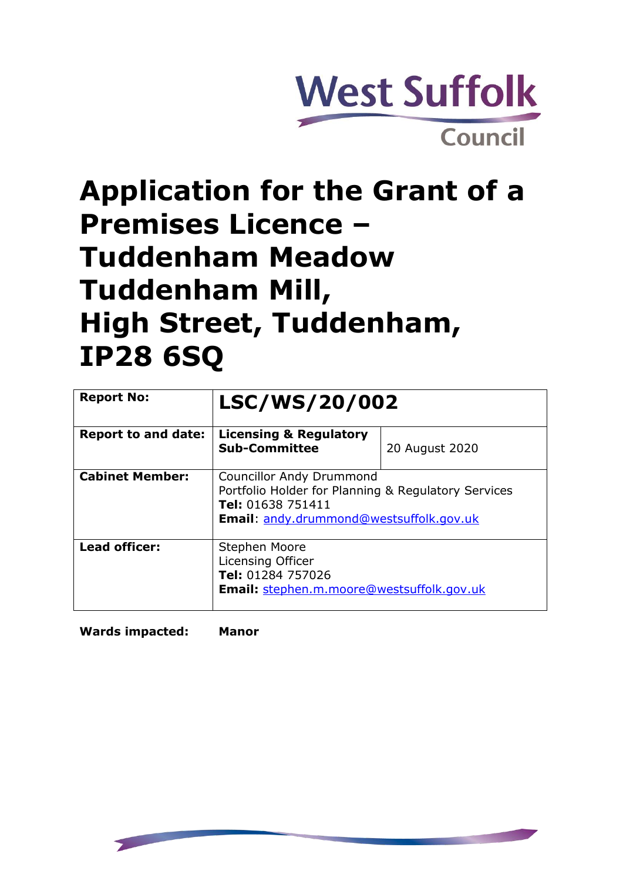West Suffolk Council

# Application for the Grant of a Premises Licence – Tuddenham Meadow Tuddenham Mill, High Street, Tuddenham, IP28 6SQ

| **Report No:** | **LSC/WS/20/002** | |
|---|---|---|
| **Report to and date:** | **Licensing & Regulatory Sub-Committee** | 20 August 2020 |
| **Cabinet Member:** | Councillor Andy Drummond<br>Portfolio Holder for Planning & Regulatory Services<br>**Tel:** 01638 751411<br>**Email**: andy.drummond@westsuffolk.gov.uk | |
| **Lead officer:** | Stephen Moore<br>Licensing Officer<br>**Tel:** 01284 757026<br>**Email:** stephen.m.moore@westsuffolk.gov.uk | |

**Wards impacted:** **Manor**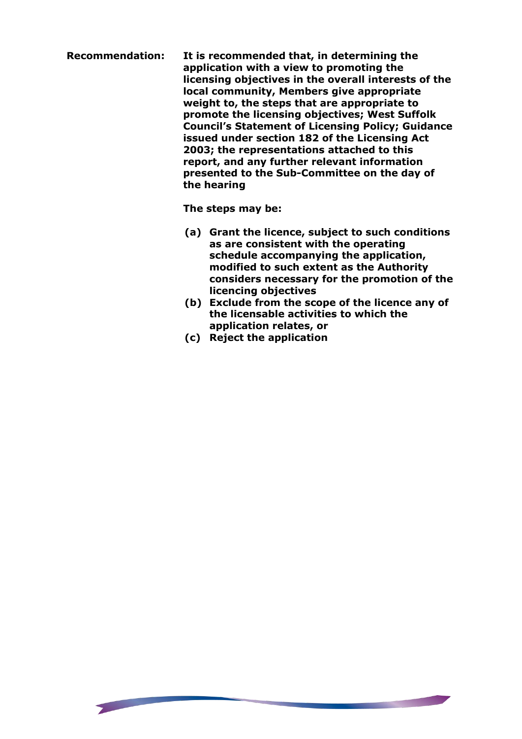**Recommendation:** **It is recommended that, in determining the application with a view to promoting the licensing objectives in the overall interests of the local community, Members give appropriate weight to, the steps that are appropriate to promote the licensing objectives; West Suffolk Council's Statement of Licensing Policy; Guidance issued under section 182 of the Licensing Act 2003; the representations attached to this report, and any further relevant information presented to the Sub-Committee on the day of the hearing**

**The steps may be:**

- **(a) Grant the licence, subject to such conditions as are consistent with the operating schedule accompanying the application, modified to such extent as the Authority considers necessary for the promotion of the licencing objectives**
- **(b) Exclude from the scope of the licence any of the licensable activities to which the application relates, or**
- **(c) Reject the application**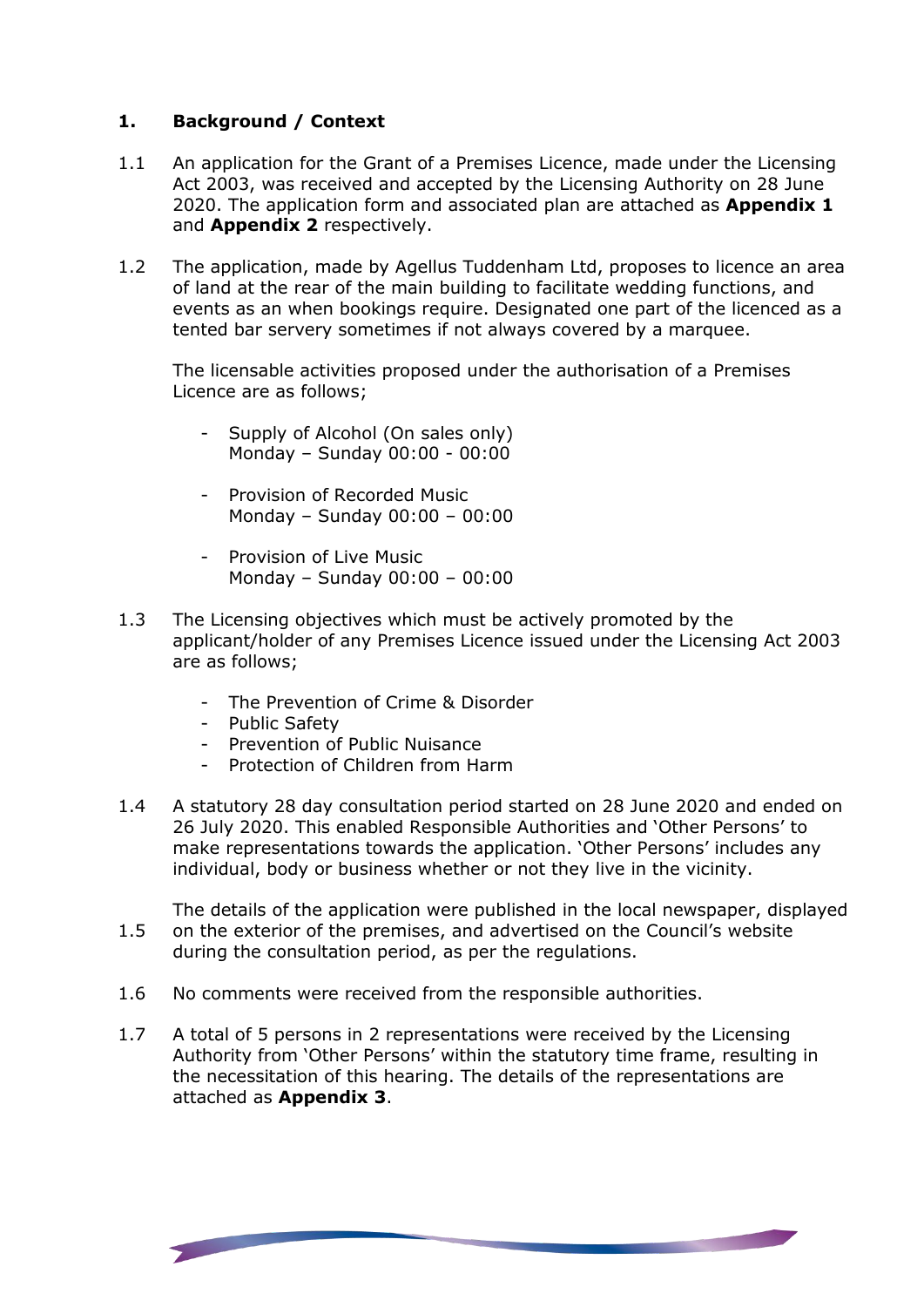## 1. Background / Context

1.1 An application for the Grant of a Premises Licence, made under the Licensing Act 2003, was received and accepted by the Licensing Authority on 28 June 2020. The application form and associated plan are attached as **Appendix 1** and **Appendix 2** respectively.

1.2 The application, made by Agellus Tuddenham Ltd, proposes to licence an area of land at the rear of the main building to facilitate wedding functions, and events as an when bookings require. Designated one part of the licenced as a tented bar servery sometimes if not always covered by a marquee.

The licensable activities proposed under the authorisation of a Premises Licence are as follows;

- Supply of Alcohol (On sales only)
  Monday – Sunday 00:00 - 00:00

- Provision of Recorded Music
  Monday – Sunday 00:00 – 00:00

- Provision of Live Music
  Monday – Sunday 00:00 – 00:00

1.3 The Licensing objectives which must be actively promoted by the applicant/holder of any Premises Licence issued under the Licensing Act 2003 are as follows;

- The Prevention of Crime & Disorder
- Public Safety
- Prevention of Public Nuisance
- Protection of Children from Harm

1.4 A statutory 28 day consultation period started on 28 June 2020 and ended on 26 July 2020. This enabled Responsible Authorities and 'Other Persons' to make representations towards the application. 'Other Persons' includes any individual, body or business whether or not they live in the vicinity.

1.5 The details of the application were published in the local newspaper, displayed on the exterior of the premises, and advertised on the Council's website during the consultation period, as per the regulations.

1.6 No comments were received from the responsible authorities.

1.7 A total of 5 persons in 2 representations were received by the Licensing Authority from 'Other Persons' within the statutory time frame, resulting in the necessitation of this hearing. The details of the representations are attached as **Appendix 3**.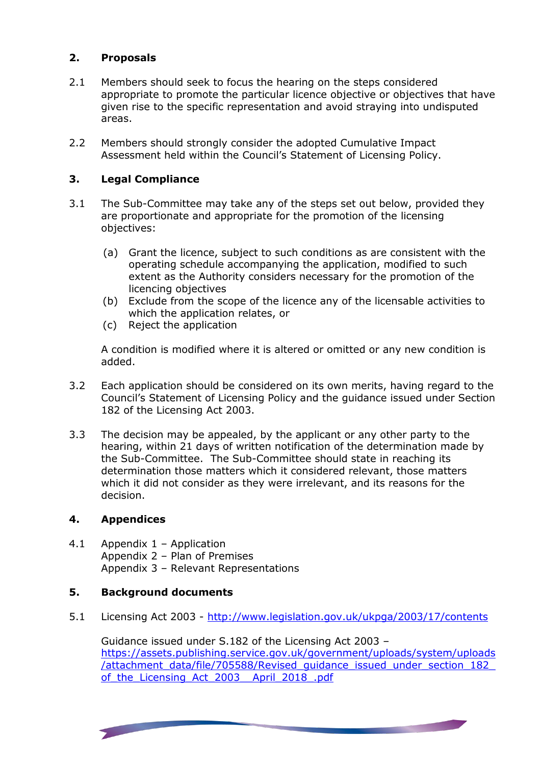## 2. Proposals

2.1 Members should seek to focus the hearing on the steps considered appropriate to promote the particular licence objective or objectives that have given rise to the specific representation and avoid straying into undisputed areas.

2.2 Members should strongly consider the adopted Cumulative Impact Assessment held within the Council's Statement of Licensing Policy.

## 3. Legal Compliance

3.1 The Sub-Committee may take any of the steps set out below, provided they are proportionate and appropriate for the promotion of the licensing objectives:

(a) Grant the licence, subject to such conditions as are consistent with the operating schedule accompanying the application, modified to such extent as the Authority considers necessary for the promotion of the licencing objectives
(b) Exclude from the scope of the licence any of the licensable activities to which the application relates, or
(c) Reject the application

A condition is modified where it is altered or omitted or any new condition is added.

3.2 Each application should be considered on its own merits, having regard to the Council's Statement of Licensing Policy and the guidance issued under Section 182 of the Licensing Act 2003.

3.3 The decision may be appealed, by the applicant or any other party to the hearing, within 21 days of written notification of the determination made by the Sub-Committee. The Sub-Committee should state in reaching its determination those matters which it considered relevant, those matters which it did not consider as they were irrelevant, and its reasons for the decision.

## 4. Appendices

4.1 Appendix 1 – Application
Appendix 2 – Plan of Premises
Appendix 3 – Relevant Representations

## 5. Background documents

5.1 Licensing Act 2003 - [http://www.legislation.gov.uk/ukpga/2003/17/contents](http://www.legislation.gov.uk/ukpga/2003/17/contents)

Guidance issued under S.182 of the Licensing Act 2003 – [https://assets.publishing.service.gov.uk/government/uploads/system/uploads/attachment_data/file/705588/Revised_guidance_issued_under_section_182_of_the_Licensing_Act_2003__April_2018_.pdf](https://assets.publishing.service.gov.uk/government/uploads/system/uploads/attachment_data/file/705588/Revised_guidance_issued_under_section_182_of_the_Licensing_Act_2003__April_2018_.pdf)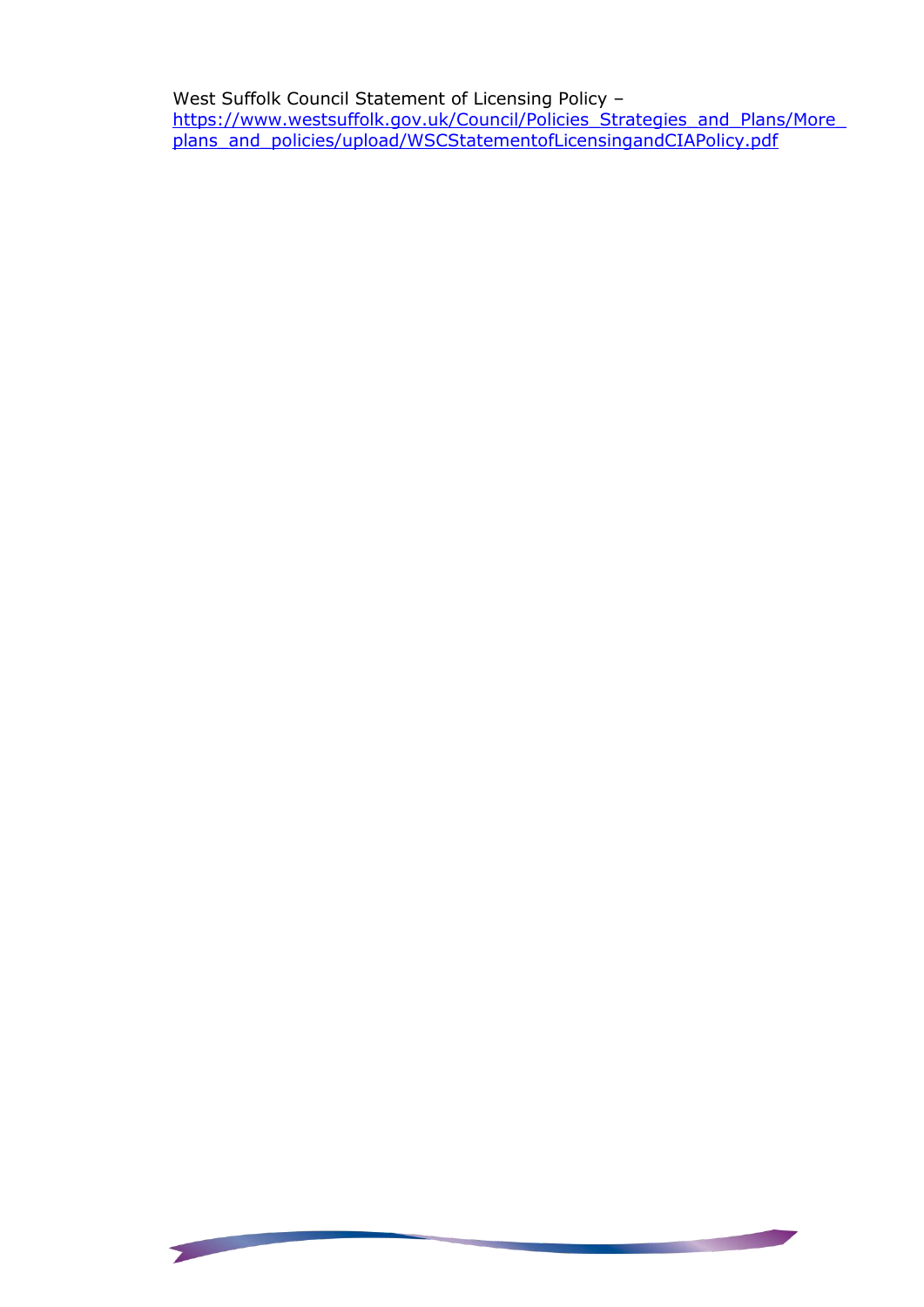West Suffolk Council Statement of Licensing Policy –
https://www.westsuffolk.gov.uk/Council/Policies_Strategies_and_Plans/More_plans_and_policies/upload/WSCStatementofLicensingandCIAPolicy.pdf